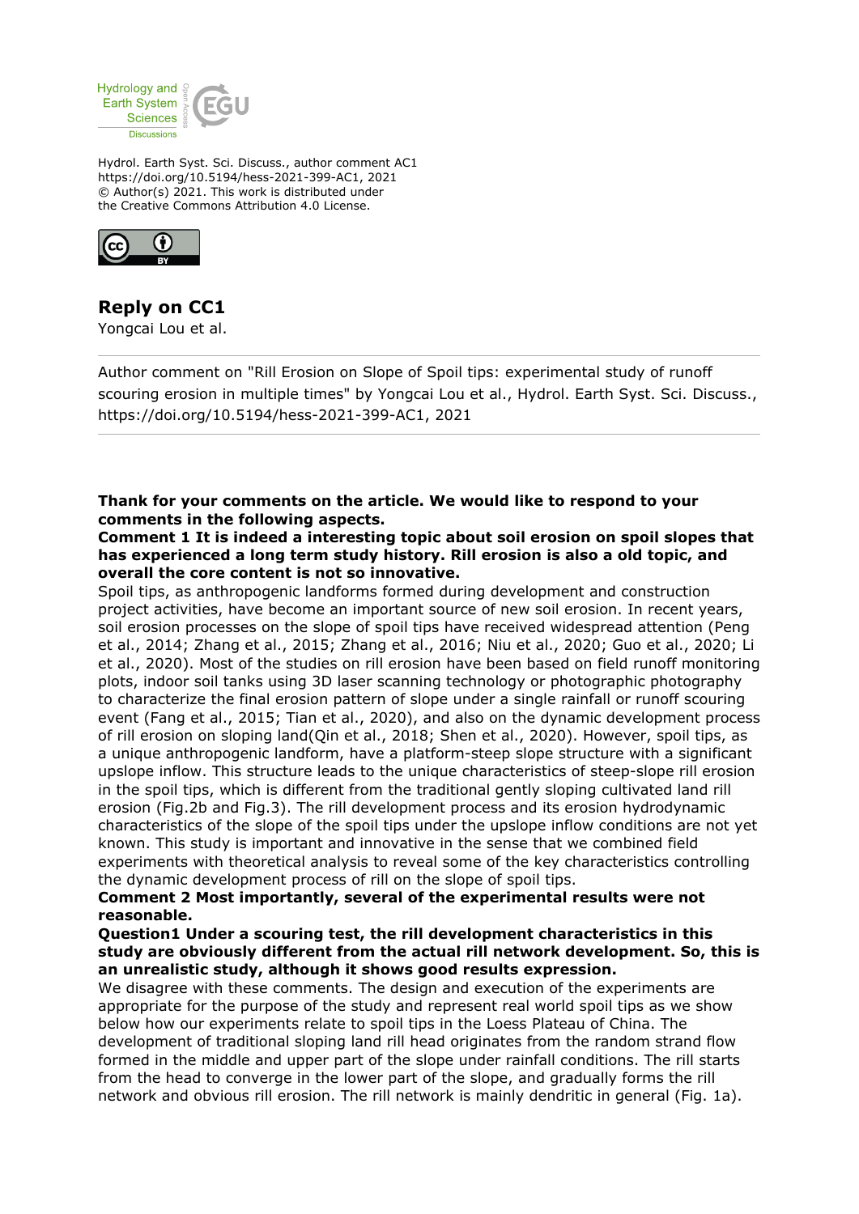Hydrol. Earth Syst. Sci. Discuss., author comment AC1
https://doi.org/10.5194/hess-2021-399-AC1, 2021
© Author(s) 2021. This work is distributed under
the Creative Commons Attribution 4.0 License.

# Reply on CC1

Yongcai Lou et al.

---

Author comment on "Rill Erosion on Slope of Spoil tips: experimental study of runoff scouring erosion in multiple times" by Yongcai Lou et al., Hydrol. Earth Syst. Sci. Discuss., https://doi.org/10.5194/hess-2021-399-AC1, 2021

---

**Thank for your comments on the article. We would like to respond to your comments in the following aspects.**

**Comment 1 It is indeed a interesting topic about soil erosion on spoil slopes that has experienced a long term study history. Rill erosion is also a old topic, and overall the core content is not so innovative.**

Spoil tips, as anthropogenic landforms formed during development and construction project activities, have become an important source of new soil erosion. In recent years, soil erosion processes on the slope of spoil tips have received widespread attention (Peng et al., 2014; Zhang et al., 2015; Zhang et al., 2016; Niu et al., 2020; Guo et al., 2020; Li et al., 2020). Most of the studies on rill erosion have been based on field runoff monitoring plots, indoor soil tanks using 3D laser scanning technology or photographic photography to characterize the final erosion pattern of slope under a single rainfall or runoff scouring event (Fang et al., 2015; Tian et al., 2020), and also on the dynamic development process of rill erosion on sloping land(Qin et al., 2018; Shen et al., 2020). However, spoil tips, as a unique anthropogenic landform, have a platform-steep slope structure with a significant upslope inflow. This structure leads to the unique characteristics of steep-slope rill erosion in the spoil tips, which is different from the traditional gently sloping cultivated land rill erosion (Fig.2b and Fig.3). The rill development process and its erosion hydrodynamic characteristics of the slope of the spoil tips under the upslope inflow conditions are not yet known. This study is important and innovative in the sense that we combined field experiments with theoretical analysis to reveal some of the key characteristics controlling the dynamic development process of rill on the slope of spoil tips.

**Comment 2 Most importantly, several of the experimental results were not reasonable.**

**Question1 Under a scouring test, the rill development characteristics in this study are obviously different from the actual rill network development. So, this is an unrealistic study, although it shows good results expression.**

We disagree with these comments. The design and execution of the experiments are appropriate for the purpose of the study and represent real world spoil tips as we show below how our experiments relate to spoil tips in the Loess Plateau of China. The development of traditional sloping land rill head originates from the random strand flow formed in the middle and upper part of the slope under rainfall conditions. The rill starts from the head to converge in the lower part of the slope, and gradually forms the rill network and obvious rill erosion. The rill network is mainly dendritic in general (Fig. 1a).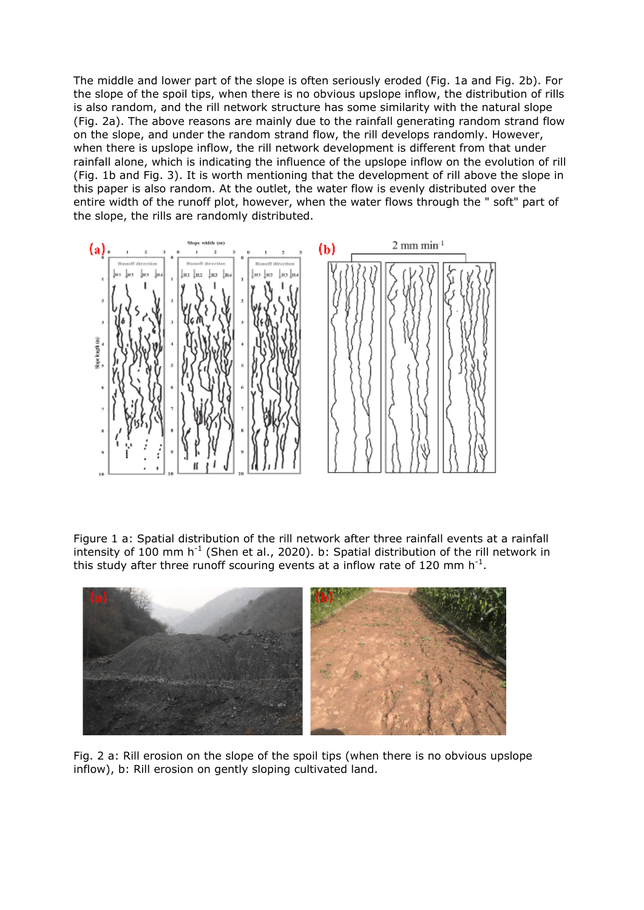The middle and lower part of the slope is often seriously eroded (Fig. 1a and Fig. 2b). For the slope of the spoil tips, when there is no obvious upslope inflow, the distribution of rills is also random, and the rill network structure has some similarity with the natural slope (Fig. 2a). The above reasons are mainly due to the rainfall generating random strand flow on the slope, and under the random strand flow, the rill develops randomly. However, when there is upslope inflow, the rill network development is different from that under rainfall alone, which is indicating the influence of the upslope inflow on the evolution of rill (Fig. 1b and Fig. 3). It is worth mentioning that the development of rill above the slope in this paper is also random. At the outlet, the water flow is evenly distributed over the entire width of the runoff plot, however, when the water flows through the " soft" part of the slope, the rills are randomly distributed.

Figure 1 a: Spatial distribution of the rill network after three rainfall events at a rainfall intensity of 100 mm $h^{-1}$ (Shen et al., 2020). b: Spatial distribution of the rill network in this study after three runoff scouring events at a inflow rate of 120 mm $h^{-1}$.

Fig. 2 a: Rill erosion on the slope of the spoil tips (when there is no obvious upslope inflow), b: Rill erosion on gently sloping cultivated land.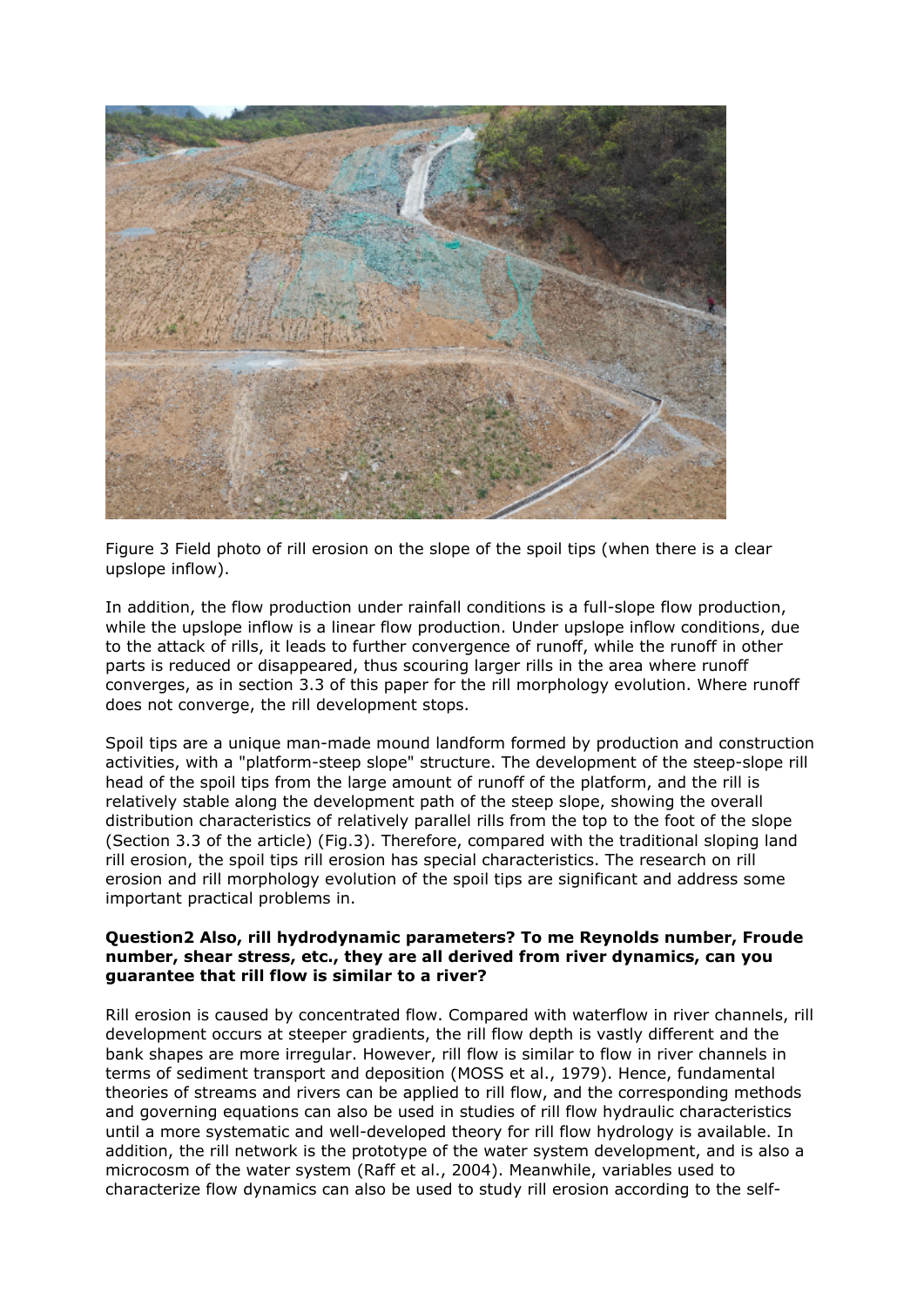Figure 3 Field photo of rill erosion on the slope of the spoil tips (when there is a clear upslope inflow).

In addition, the flow production under rainfall conditions is a full-slope flow production, while the upslope inflow is a linear flow production. Under upslope inflow conditions, due to the attack of rills, it leads to further convergence of runoff, while the runoff in other parts is reduced or disappeared, thus scouring larger rills in the area where runoff converges, as in section 3.3 of this paper for the rill morphology evolution. Where runoff does not converge, the rill development stops.

Spoil tips are a unique man-made mound landform formed by production and construction activities, with a "platform-steep slope" structure. The development of the steep-slope rill head of the spoil tips from the large amount of runoff of the platform, and the rill is relatively stable along the development path of the steep slope, showing the overall distribution characteristics of relatively parallel rills from the top to the foot of the slope (Section 3.3 of the article) (Fig.3). Therefore, compared with the traditional sloping land rill erosion, the spoil tips rill erosion has special characteristics. The research on rill erosion and rill morphology evolution of the spoil tips are significant and address some important practical problems in.

**Question2 Also, rill hydrodynamic parameters? To me Reynolds number, Froude number, shear stress, etc., they are all derived from river dynamics, can you guarantee that rill flow is similar to a river?**

Rill erosion is caused by concentrated flow. Compared with waterflow in river channels, rill development occurs at steeper gradients, the rill flow depth is vastly different and the bank shapes are more irregular. However, rill flow is similar to flow in river channels in terms of sediment transport and deposition (MOSS et al., 1979). Hence, fundamental theories of streams and rivers can be applied to rill flow, and the corresponding methods and governing equations can also be used in studies of rill flow hydraulic characteristics until a more systematic and well-developed theory for rill flow hydrology is available. In addition, the rill network is the prototype of the water system development, and is also a microcosm of the water system (Raff et al., 2004). Meanwhile, variables used to characterize flow dynamics can also be used to study rill erosion according to the self-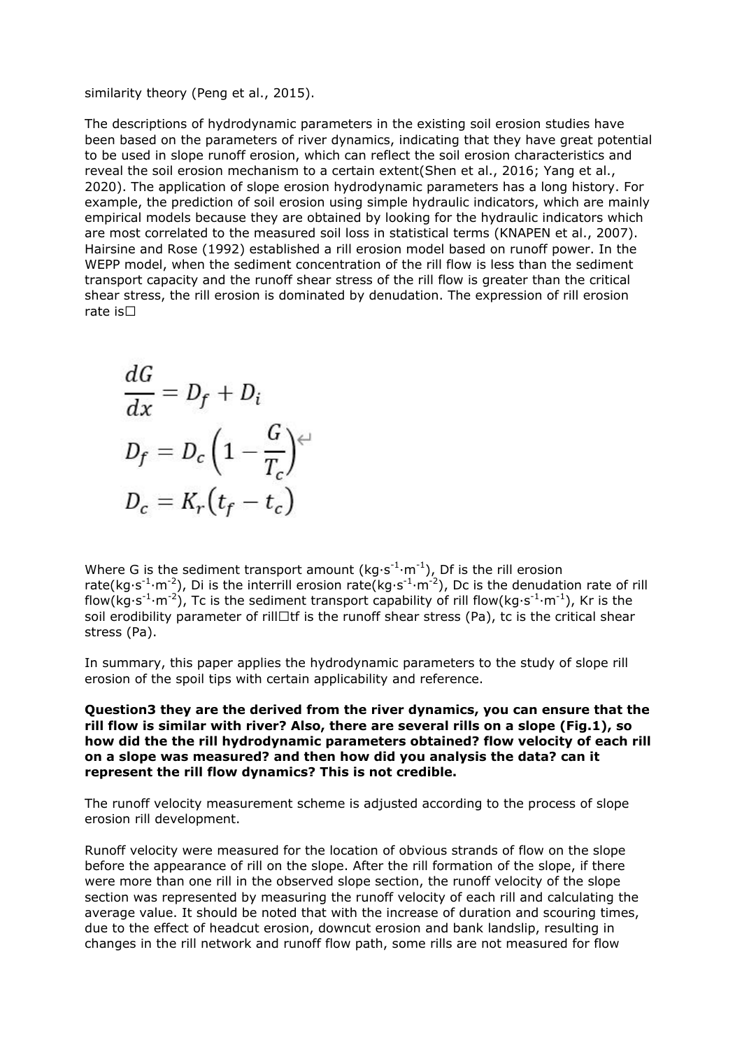similarity theory (Peng et al., 2015).

The descriptions of hydrodynamic parameters in the existing soil erosion studies have been based on the parameters of river dynamics, indicating that they have great potential to be used in slope runoff erosion, which can reflect the soil erosion characteristics and reveal the soil erosion mechanism to a certain extent(Shen et al., 2016; Yang et al., 2020). The application of slope erosion hydrodynamic parameters has a long history. For example, the prediction of soil erosion using simple hydraulic indicators, which are mainly empirical models because they are obtained by looking for the hydraulic indicators which are most correlated to the measured soil loss in statistical terms (KNAPEN et al., 2007). Hairsine and Rose (1992) established a rill erosion model based on runoff power. In the WEPP model, when the sediment concentration of the rill flow is less than the sediment transport capacity and the runoff shear stress of the rill flow is greater than the critical shear stress, the rill erosion is dominated by denudation. The expression of rill erosion rate is□

$$\frac{dG}{dx} = D_f + D_i$$

$$D_f = D_c\left(1 - \frac{G}{T_c}\right)$$

$$D_c = K_r\left(t_f - t_c\right)$$

Where G is the sediment transport amount (kg·s$^{-1}$·m$^{-1}$), Df is the rill erosion rate(kg·s$^{-1}$·m$^{-2}$), Di is the interrill erosion rate(kg·s$^{-1}$·m$^{-2}$), Dc is the denudation rate of rill flow(kg·s$^{-1}$·m$^{-2}$), Tc is the sediment transport capability of rill flow(kg·s$^{-1}$·m$^{-1}$), Kr is the soil erodibility parameter of rill□tf is the runoff shear stress (Pa), tc is the critical shear stress (Pa).

In summary, this paper applies the hydrodynamic parameters to the study of slope rill erosion of the spoil tips with certain applicability and reference.

**Question3 they are the derived from the river dynamics, you can ensure that the rill flow is similar with river? Also, there are several rills on a slope (Fig.1), so how did the the rill hydrodynamic parameters obtained? flow velocity of each rill on a slope was measured? and then how did you analysis the data? can it represent the rill flow dynamics? This is not credible.**

The runoff velocity measurement scheme is adjusted according to the process of slope erosion rill development.

Runoff velocity were measured for the location of obvious strands of flow on the slope before the appearance of rill on the slope. After the rill formation of the slope, if there were more than one rill in the observed slope section, the runoff velocity of the slope section was represented by measuring the runoff velocity of each rill and calculating the average value. It should be noted that with the increase of duration and scouring times, due to the effect of headcut erosion, downcut erosion and bank landslip, resulting in changes in the rill network and runoff flow path, some rills are not measured for flow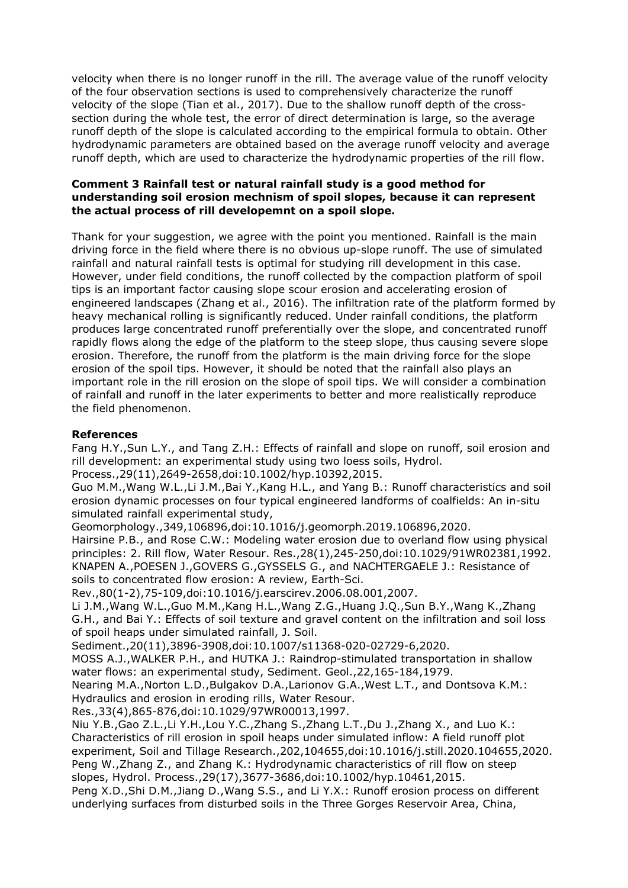velocity when there is no longer runoff in the rill. The average value of the runoff velocity of the four observation sections is used to comprehensively characterize the runoff velocity of the slope (Tian et al., 2017). Due to the shallow runoff depth of the cross-section during the whole test, the error of direct determination is large, so the average runoff depth of the slope is calculated according to the empirical formula to obtain. Other hydrodynamic parameters are obtained based on the average runoff velocity and average runoff depth, which are used to characterize the hydrodynamic properties of the rill flow.

**Comment 3 Rainfall test or natural rainfall study is a good method for understanding soil erosion mechnism of spoil slopes, because it can represent the actual process of rill developemnt on a spoil slope.**

Thank for your suggestion, we agree with the point you mentioned. Rainfall is the main driving force in the field where there is no obvious up-slope runoff. The use of simulated rainfall and natural rainfall tests is optimal for studying rill development in this case. However, under field conditions, the runoff collected by the compaction platform of spoil tips is an important factor causing slope scour erosion and accelerating erosion of engineered landscapes (Zhang et al., 2016). The infiltration rate of the platform formed by heavy mechanical rolling is significantly reduced. Under rainfall conditions, the platform produces large concentrated runoff preferentially over the slope, and concentrated runoff rapidly flows along the edge of the platform to the steep slope, thus causing severe slope erosion. Therefore, the runoff from the platform is the main driving force for the slope erosion of the spoil tips. However, it should be noted that the rainfall also plays an important role in the rill erosion on the slope of spoil tips. We will consider a combination of rainfall and runoff in the later experiments to better and more realistically reproduce the field phenomenon.

**References**

Fang H.Y.,Sun L.Y., and Tang Z.H.: Effects of rainfall and slope on runoff, soil erosion and rill development: an experimental study using two loess soils, Hydrol. Process.,29(11),2649-2658,doi:10.1002/hyp.10392,2015.

Guo M.M.,Wang W.L.,Li J.M.,Bai Y.,Kang H.L., and Yang B.: Runoff characteristics and soil erosion dynamic processes on four typical engineered landforms of coalfields: An in-situ simulated rainfall experimental study, Geomorphology.,349,106896,doi:10.1016/j.geomorph.2019.106896,2020.

Hairsine P.B., and Rose C.W.: Modeling water erosion due to overland flow using physical principles: 2. Rill flow, Water Resour. Res.,28(1),245-250,doi:10.1029/91WR02381,1992.

KNAPEN A.,POESEN J.,GOVERS G.,GYSSELS G., and NACHTERGAELE J.: Resistance of soils to concentrated flow erosion: A review, Earth-Sci. Rev.,80(1-2),75-109,doi:10.1016/j.earscirev.2006.08.001,2007.

Li J.M.,Wang W.L.,Guo M.M.,Kang H.L.,Wang Z.G.,Huang J.Q.,Sun B.Y.,Wang K.,Zhang G.H., and Bai Y.: Effects of soil texture and gravel content on the infiltration and soil loss of spoil heaps under simulated rainfall, J. Soil. Sediment.,20(11),3896-3908,doi:10.1007/s11368-020-02729-6,2020.

MOSS A.J.,WALKER P.H., and HUTKA J.: Raindrop-stimulated transportation in shallow water flows: an experimental study, Sediment. Geol.,22,165-184,1979.

Nearing M.A.,Norton L.D.,Bulgakov D.A.,Larionov G.A.,West L.T., and Dontsova K.M.: Hydraulics and erosion in eroding rills, Water Resour. Res.,33(4),865-876,doi:10.1029/97WR00013,1997.

Niu Y.B.,Gao Z.L.,Li Y.H.,Lou Y.C.,Zhang S.,Zhang L.T.,Du J.,Zhang X., and Luo K.: Characteristics of rill erosion in spoil heaps under simulated inflow: A field runoff plot experiment, Soil and Tillage Research.,202,104655,doi:10.1016/j.still.2020.104655,2020.

Peng W.,Zhang Z., and Zhang K.: Hydrodynamic characteristics of rill flow on steep slopes, Hydrol. Process.,29(17),3677-3686,doi:10.1002/hyp.10461,2015.

Peng X.D.,Shi D.M.,Jiang D.,Wang S.S., and Li Y.X.: Runoff erosion process on different underlying surfaces from disturbed soils in the Three Gorges Reservoir Area, China,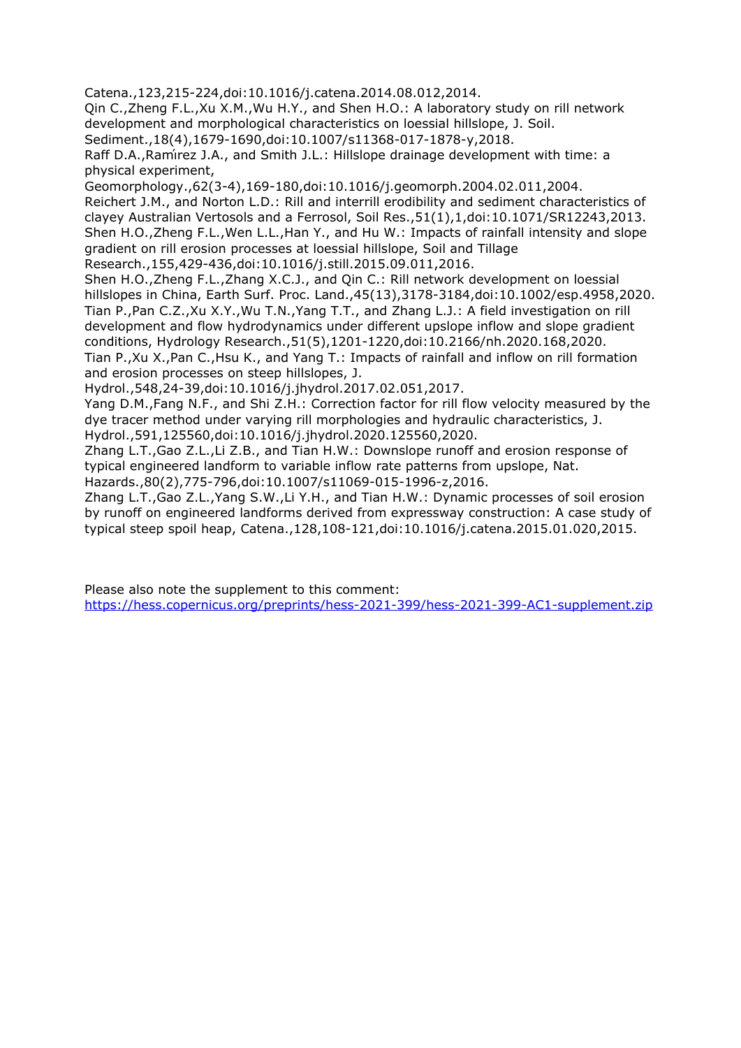Catena.,123,215-224,doi:10.1016/j.catena.2014.08.012,2014.

Qin C.,Zheng F.L.,Xu X.M.,Wu H.Y., and Shen H.O.: A laboratory study on rill network development and morphological characteristics on loessial hillslope, J. Soil. Sediment.,18(4),1679-1690,doi:10.1007/s11368-017-1878-y,2018.

Raff D.A.,Ramírez J.A., and Smith J.L.: Hillslope drainage development with time: a physical experiment, Geomorphology.,62(3-4),169-180,doi:10.1016/j.geomorph.2004.02.011,2004.

Reichert J.M., and Norton L.D.: Rill and interrill erodibility and sediment characteristics of clayey Australian Vertosols and a Ferrosol, Soil Res.,51(1),1,doi:10.1071/SR12243,2013.

Shen H.O.,Zheng F.L.,Wen L.L.,Han Y., and Hu W.: Impacts of rainfall intensity and slope gradient on rill erosion processes at loessial hillslope, Soil and Tillage Research.,155,429-436,doi:10.1016/j.still.2015.09.011,2016.

Shen H.O.,Zheng F.L.,Zhang X.C.J., and Qin C.: Rill network development on loessial hillslopes in China, Earth Surf. Proc. Land.,45(13),3178-3184,doi:10.1002/esp.4958,2020.

Tian P.,Pan C.Z.,Xu X.Y.,Wu T.N.,Yang T.T., and Zhang L.J.: A field investigation on rill development and flow hydrodynamics under different upslope inflow and slope gradient conditions, Hydrology Research.,51(5),1201-1220,doi:10.2166/nh.2020.168,2020.

Tian P.,Xu X.,Pan C.,Hsu K., and Yang T.: Impacts of rainfall and inflow on rill formation and erosion processes on steep hillslopes, J. Hydrol.,548,24-39,doi:10.1016/j.jhydrol.2017.02.051,2017.

Yang D.M.,Fang N.F., and Shi Z.H.: Correction factor for rill flow velocity measured by the dye tracer method under varying rill morphologies and hydraulic characteristics, J. Hydrol.,591,125560,doi:10.1016/j.jhydrol.2020.125560,2020.

Zhang L.T.,Gao Z.L.,Li Z.B., and Tian H.W.: Downslope runoff and erosion response of typical engineered landform to variable inflow rate patterns from upslope, Nat. Hazards.,80(2),775-796,doi:10.1007/s11069-015-1996-z,2016.

Zhang L.T.,Gao Z.L.,Yang S.W.,Li Y.H., and Tian H.W.: Dynamic processes of soil erosion by runoff on engineered landforms derived from expressway construction: A case study of typical steep spoil heap, Catena.,128,108-121,doi:10.1016/j.catena.2015.01.020,2015.

Please also note the supplement to this comment:
https://hess.copernicus.org/preprints/hess-2021-399/hess-2021-399-AC1-supplement.zip